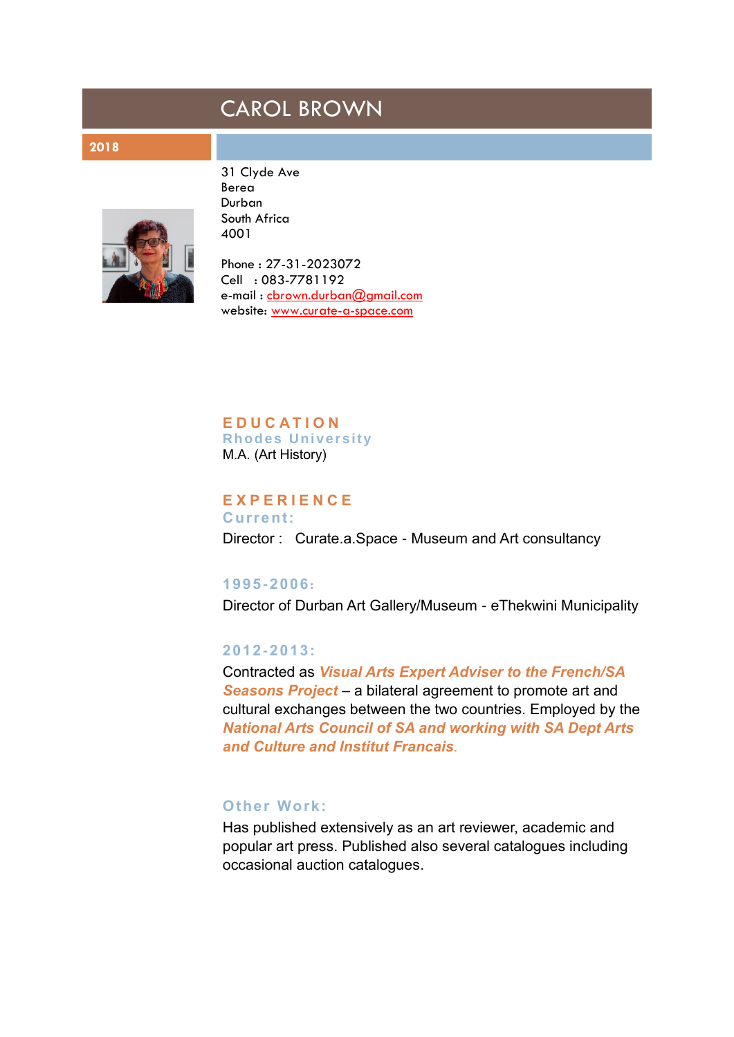# CAROL BROWN

**2018**

31 Clyde Ave
Berea
Durban
South Africa
4001

Phone : 27-31-2023072
Cell : 083-7781192
e-mail : cbrown.durban@gmail.com
website: www.curate-a-space.com

## EDUCATION

### Rhodes University

M.A. (Art History)

## EXPERIENCE

### Current:

Director : Curate.a.Space - Museum and Art consultancy

### 1995-2006:

Director of Durban Art Gallery/Museum - eThekwini Municipality

### 2012-2013:

Contracted as ***Visual Arts Expert Adviser to the French/SA Seasons Project*** – a bilateral agreement to promote art and cultural exchanges between the two countries. Employed by the ***National Arts Council of SA and working with SA Dept Arts and Culture and Institut Francais***.

### Other Work:

Has published extensively as an art reviewer, academic and popular art press. Published also several catalogues including occasional auction catalogues.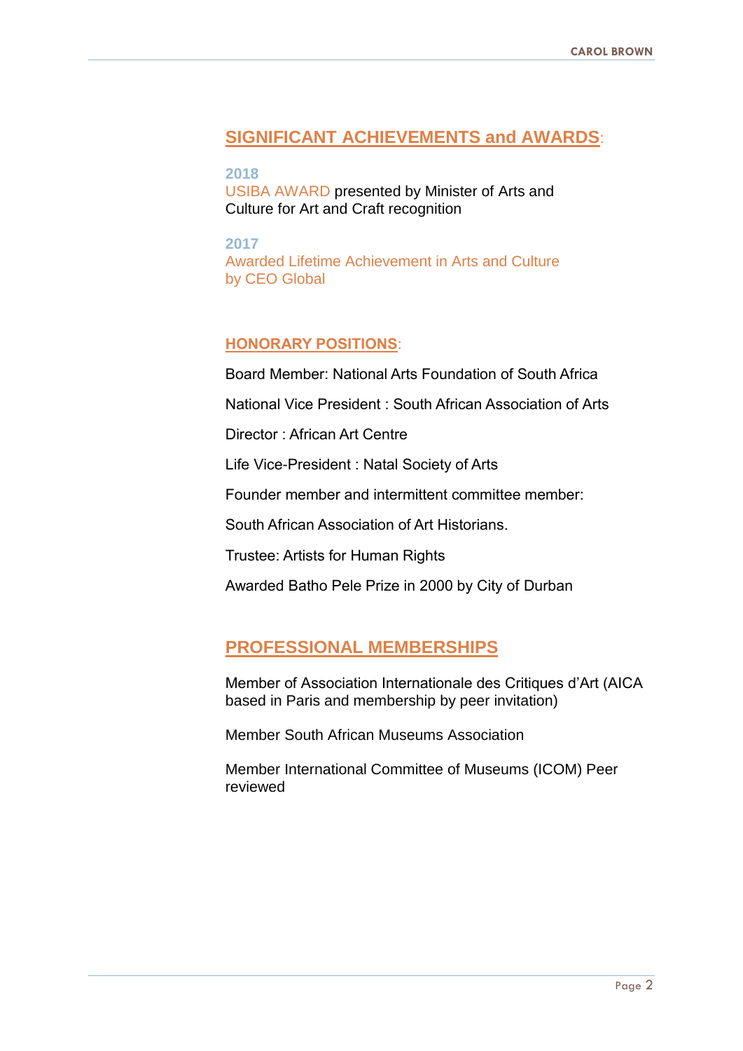## SIGNIFICANT ACHIEVEMENTS and AWARDS:

**2018**
USIBA AWARD presented by Minister of Arts and Culture for Art and Craft recognition

**2017**
Awarded Lifetime Achievement in Arts and Culture by CEO Global

### HONORARY POSITIONS:

Board Member: National Arts Foundation of South Africa

National Vice President : South African Association of Arts

Director : African Art Centre

Life Vice-President : Natal Society of Arts

Founder member and intermittent committee member:

South African Association of Art Historians.

Trustee: Artists for Human Rights

Awarded Batho Pele Prize in 2000 by City of Durban

## PROFESSIONAL MEMBERSHIPS

Member of Association Internationale des Critiques d'Art (AICA based in Paris and membership by peer invitation)

Member South African Museums Association

Member International Committee of Museums (ICOM) Peer reviewed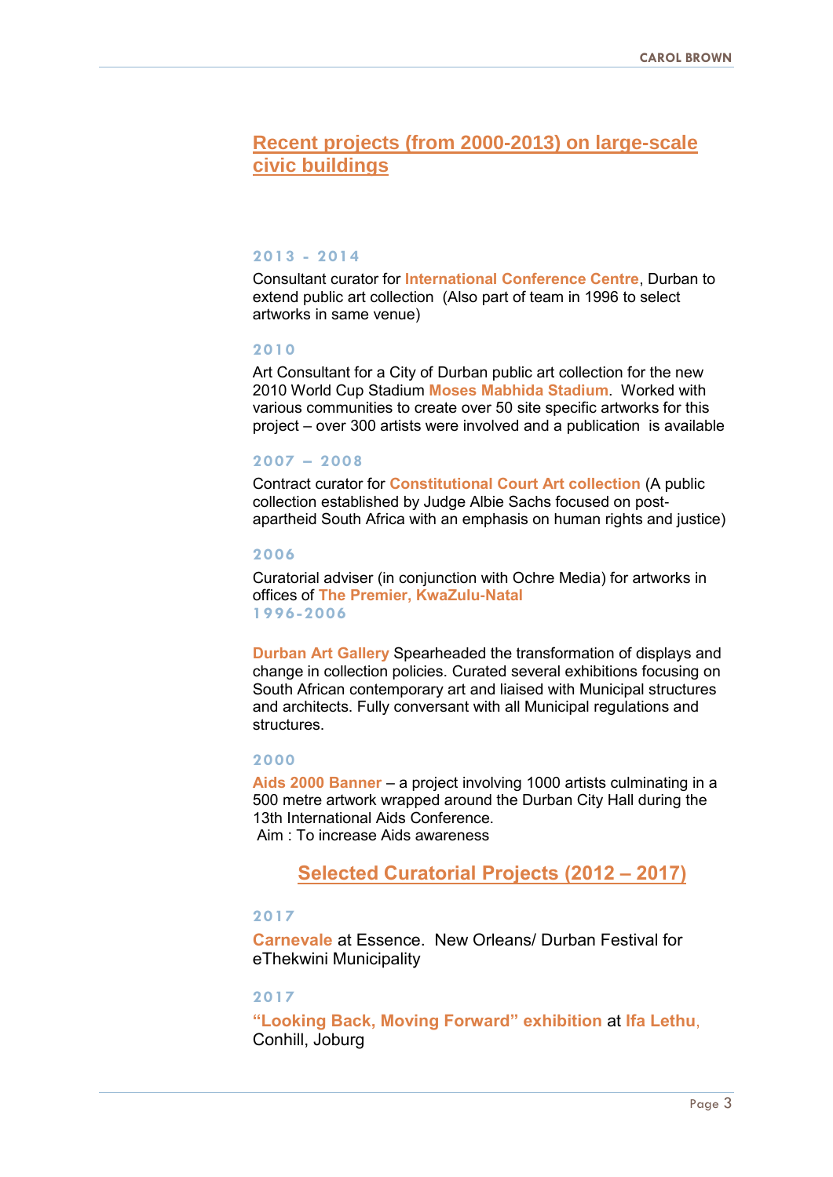## Recent projects (from 2000-2013) on large-scale civic buildings

### 2013 - 2014

Consultant curator for **International Conference Centre**, Durban to extend public art collection (Also part of team in 1996 to select artworks in same venue)

### 2010

Art Consultant for a City of Durban public art collection for the new 2010 World Cup Stadium **Moses Mabhida Stadium**. Worked with various communities to create over 50 site specific artworks for this project – over 300 artists were involved and a publication is available

### 2007 – 2008

Contract curator for **Constitutional Court Art collection** (A public collection established by Judge Albie Sachs focused on post-apartheid South Africa with an emphasis on human rights and justice)

### 2006

Curatorial adviser (in conjunction with Ochre Media) for artworks in offices of **The Premier, KwaZulu-Natal**

### 1996-2006

**Durban Art Gallery** Spearheaded the transformation of displays and change in collection policies. Curated several exhibitions focusing on South African contemporary art and liaised with Municipal structures and architects. Fully conversant with all Municipal regulations and structures.

### 2000

**Aids 2000 Banner** – a project involving 1000 artists culminating in a 500 metre artwork wrapped around the Durban City Hall during the 13th International Aids Conference.
Aim : To increase Aids awareness

## Selected Curatorial Projects (2012 – 2017)

### 2017

**Carnevale** at Essence. New Orleans/ Durban Festival for eThekwini Municipality

### 2017

**"Looking Back, Moving Forward" exhibition** at **Ifa Lethu**, Conhill, Joburg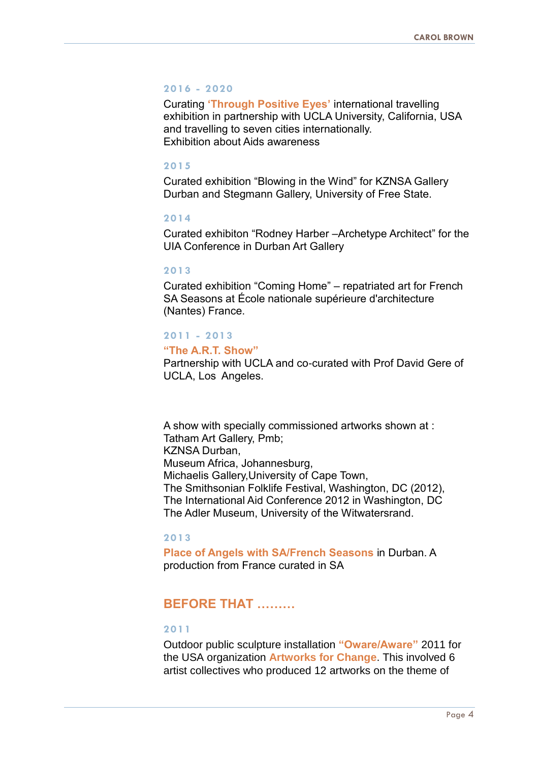### 2016 - 2020

Curating **'Through Positive Eyes'** international travelling exhibition in partnership with UCLA University, California, USA and travelling to seven cities internationally.
Exhibition about Aids awareness

### 2015

Curated exhibition “Blowing in the Wind” for KZNSA Gallery Durban and Stegmann Gallery, University of Free State.

### 2014

Curated exhibiton “Rodney Harber –Archetype Architect” for the UIA Conference in Durban Art Gallery

### 2013

Curated exhibition “Coming Home” – repatriated art for French SA Seasons at École nationale supérieure d'architecture (Nantes) France.

### 2011 - 2013

**“The A.R.T. Show”**
Partnership with UCLA and co-curated with Prof David Gere of UCLA, Los Angeles.

A show with specially commissioned artworks shown at :
Tatham Art Gallery, Pmb;
KZNSA Durban,
Museum Africa, Johannesburg,
Michaelis Gallery,University of Cape Town,
The Smithsonian Folklife Festival, Washington, DC (2012),
The International Aid Conference 2012 in Washington, DC
The Adler Museum, University of the Witwatersrand.

### 2013

**Place of Angels with SA/French Seasons** in Durban. A production from France curated in SA

## BEFORE THAT .........

### 2011

Outdoor public sculpture installation **“Oware/Aware”** 2011 for the USA organization **Artworks for Change**. This involved 6 artist collectives who produced 12 artworks on the theme of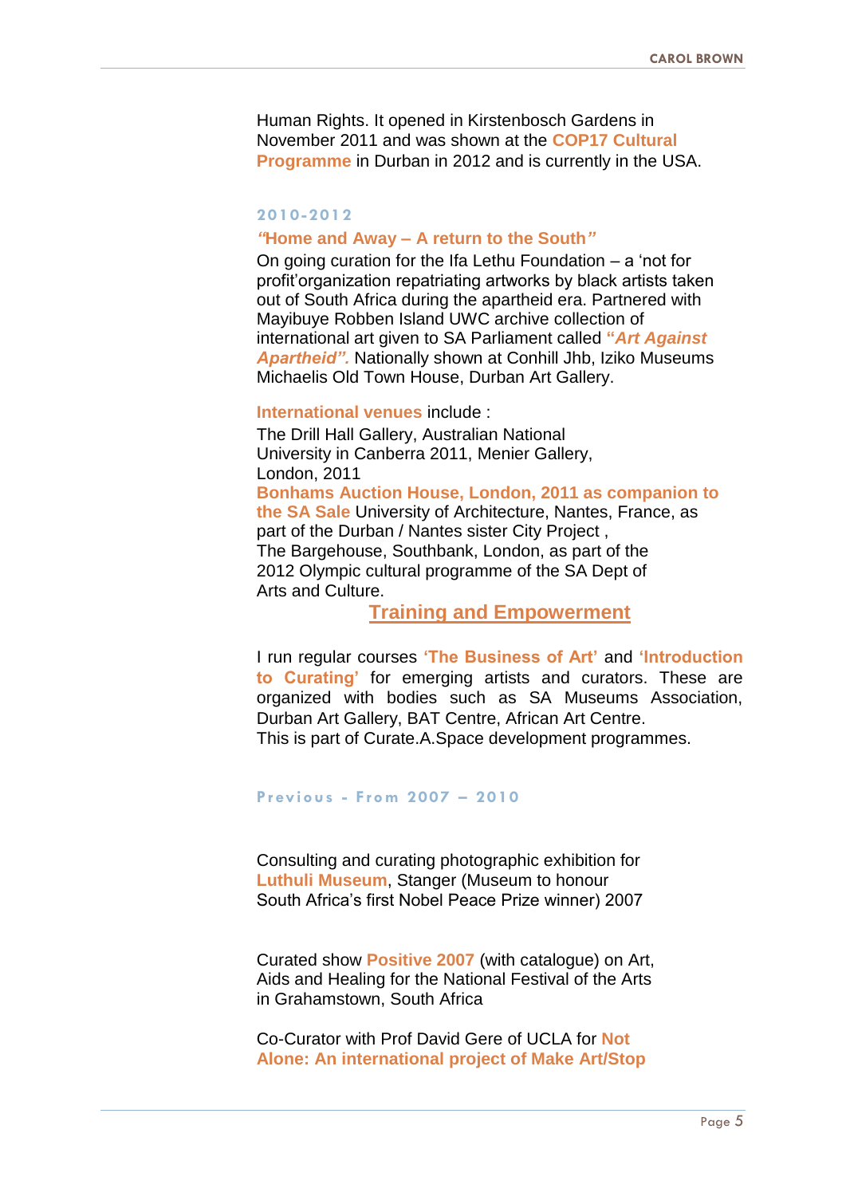Human Rights. It opened in Kirstenbosch Gardens in November 2011 and was shown at the **COP17 Cultural Programme** in Durban in 2012 and is currently in the USA.

### 2010-2012

***"*Home and Away – A return to the South*"***

On going curation for the Ifa Lethu Foundation – a 'not for profit'organization repatriating artworks by black artists taken out of South Africa during the apartheid era. Partnered with Mayibuye Robben Island UWC archive collection of international art given to SA Parliament called ***"Art Against Apartheid".*** Nationally shown at Conhill Jhb, Iziko Museums Michaelis Old Town House, Durban Art Gallery.

**International venues** include :

The Drill Hall Gallery, Australian National University in Canberra 2011, Menier Gallery, London, 2011

**Bonhams Auction House, London, 2011 as companion to the SA Sale** University of Architecture, Nantes, France, as part of the Durban / Nantes sister City Project ,

The Bargehouse, Southbank, London, as part of the 2012 Olympic cultural programme of the SA Dept of Arts and Culture.

## Training and Empowerment

I run regular courses **'The Business of Art'** and **'Introduction to Curating'** for emerging artists and curators. These are organized with bodies such as SA Museums Association, Durban Art Gallery, BAT Centre, African Art Centre.

This is part of Curate.A.Space development programmes.

### Previous - From 2007 – 2010

Consulting and curating photographic exhibition for **Luthuli Museum**, Stanger (Museum to honour South Africa's first Nobel Peace Prize winner) 2007

Curated show **Positive 2007** (with catalogue) on Art, Aids and Healing for the National Festival of the Arts in Grahamstown, South Africa

Co-Curator with Prof David Gere of UCLA for **Not Alone: An international project of Make Art/Stop**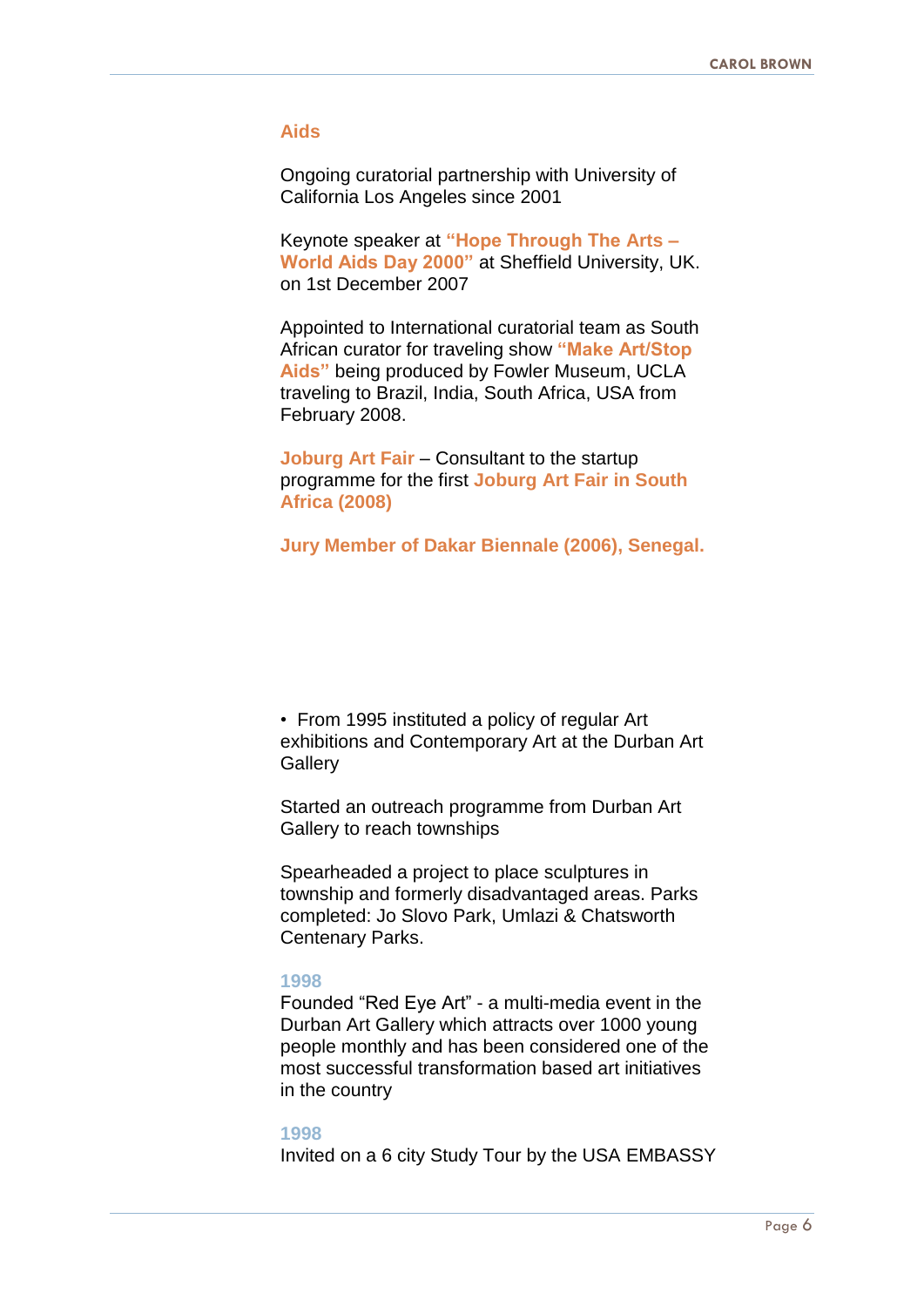## Aids

Ongoing curatorial partnership with University of California Los Angeles since 2001

Keynote speaker at **"Hope Through The Arts – World Aids Day 2000"** at Sheffield University, UK. on 1st December 2007

Appointed to International curatorial team as South African curator for traveling show **"Make Art/Stop Aids"** being produced by Fowler Museum, UCLA traveling to Brazil, India, South Africa, USA from February 2008.

**Joburg Art Fair** – Consultant to the startup programme for the first **Joburg Art Fair in South Africa (2008)**

**Jury Member of Dakar Biennale (2006), Senegal.**

- From 1995 instituted a policy of regular Art exhibitions and Contemporary Art at the Durban Art Gallery

Started an outreach programme from Durban Art Gallery to reach townships

Spearheaded a project to place sculptures in township and formerly disadvantaged areas. Parks completed: Jo Slovo Park, Umlazi & Chatsworth Centenary Parks.

**1998**
Founded "Red Eye Art" - a multi-media event in the Durban Art Gallery which attracts over 1000 young people monthly and has been considered one of the most successful transformation based art initiatives in the country

**1998**
Invited on a 6 city Study Tour by the USA EMBASSY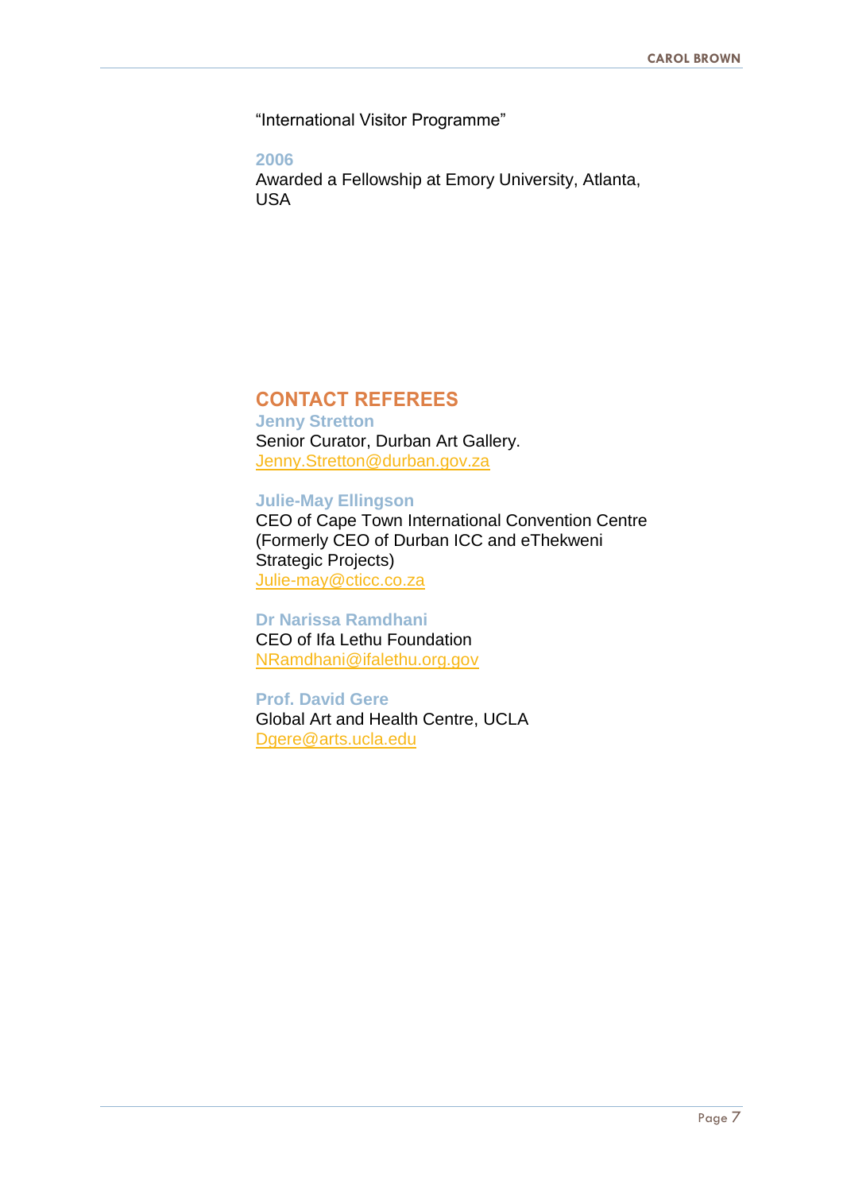"International Visitor Programme"

**2006**
Awarded a Fellowship at Emory University, Atlanta, USA

## CONTACT REFEREES

**Jenny Stretton**
Senior Curator, Durban Art Gallery.
Jenny.Stretton@durban.gov.za

**Julie-May Ellingson**
CEO of Cape Town International Convention Centre (Formerly CEO of Durban ICC and eThekweni Strategic Projects)
Julie-may@cticc.co.za

**Dr Narissa Ramdhani**
CEO of Ifa Lethu Foundation
NRamdhani@ifalethu.org.gov

**Prof. David Gere**
Global Art and Health Centre, UCLA
Dgere@arts.ucla.edu